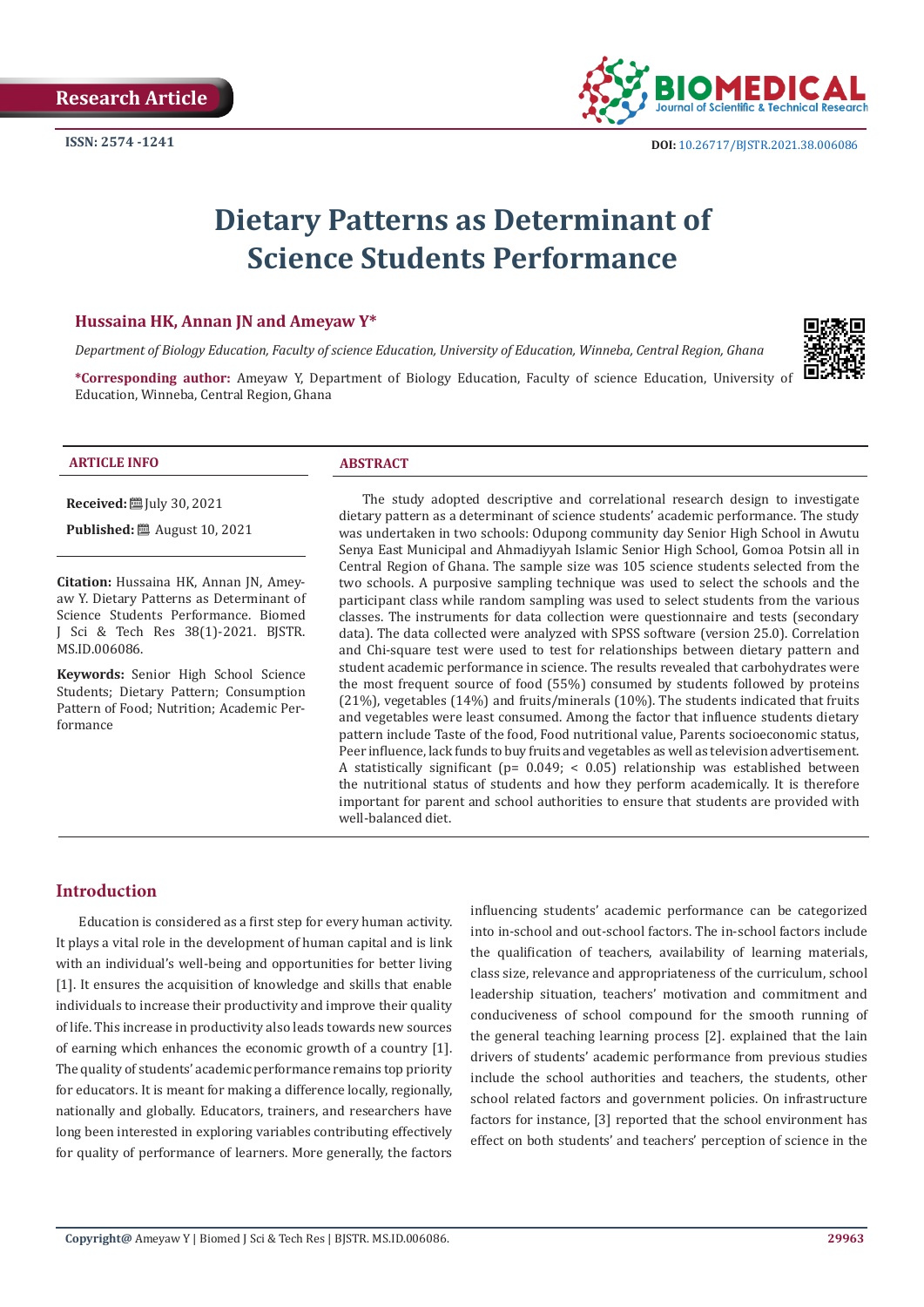Research Article

ISSN: 2574 -1241

DOI: 10.26717/BJSTR.2021.38.006086

# Dietary Patterns as Determinant of Science Students Performance

**Hussaina HK, Annan JN and Ameyaw Y\***

*Department of Biology Education, Faculty of science Education, University of Education, Winneba, Central Region, Ghana*

**\*Corresponding author:** Ameyaw Y, Department of Biology Education, Faculty of science Education, University of Education, Winneba, Central Region, Ghana

**ARTICLE INFO**

**Received:** July 30, 2021

**Published:** August 10, 2021

**Citation:** Hussaina HK, Annan JN, Ameyaw Y. Dietary Patterns as Determinant of Science Students Performance. Biomed J Sci & Tech Res 38(1)-2021. BJSTR. MS.ID.006086.

**Keywords:** Senior High School Science Students; Dietary Pattern; Consumption Pattern of Food; Nutrition; Academic Performance

**ABSTRACT**

The study adopted descriptive and correlational research design to investigate dietary pattern as a determinant of science students' academic performance. The study was undertaken in two schools: Odupong community day Senior High School in Awutu Senya East Municipal and Ahmadiyyah Islamic Senior High School, Gomoa Potsin all in Central Region of Ghana. The sample size was 105 science students selected from the two schools. A purposive sampling technique was used to select the schools and the participant class while random sampling was used to select students from the various classes. The instruments for data collection were questionnaire and tests (secondary data). The data collected were analyzed with SPSS software (version 25.0). Correlation and Chi-square test were used to test for relationships between dietary pattern and student academic performance in science. The results revealed that carbohydrates were the most frequent source of food (55%) consumed by students followed by proteins (21%), vegetables (14%) and fruits/minerals (10%). The students indicated that fruits and vegetables were least consumed. Among the factor that influence students dietary pattern include Taste of the food, Food nutritional value, Parents socioeconomic status, Peer influence, lack funds to buy fruits and vegetables as well as television advertisement. A statistically significant ($p = 0.049$; $< 0.05$) relationship was established between the nutritional status of students and how they perform academically. It is therefore important for parent and school authorities to ensure that students are provided with well-balanced diet.

## Introduction

Education is considered as a first step for every human activity. It plays a vital role in the development of human capital and is link with an individual's well-being and opportunities for better living [1]. It ensures the acquisition of knowledge and skills that enable individuals to increase their productivity and improve their quality of life. This increase in productivity also leads towards new sources of earning which enhances the economic growth of a country [1]. The quality of students' academic performance remains top priority for educators. It is meant for making a difference locally, regionally, nationally and globally. Educators, trainers, and researchers have long been interested in exploring variables contributing effectively for quality of performance of learners. More generally, the factors influencing students' academic performance can be categorized into in-school and out-school factors. The in-school factors include the qualification of teachers, availability of learning materials, class size, relevance and appropriateness of the curriculum, school leadership situation, teachers' motivation and commitment and conduciveness of school compound for the smooth running of the general teaching learning process [2]. explained that the lain drivers of students' academic performance from previous studies include the school authorities and teachers, the students, other school related factors and government policies. On infrastructure factors for instance, [3] reported that the school environment has effect on both students' and teachers' perception of science in the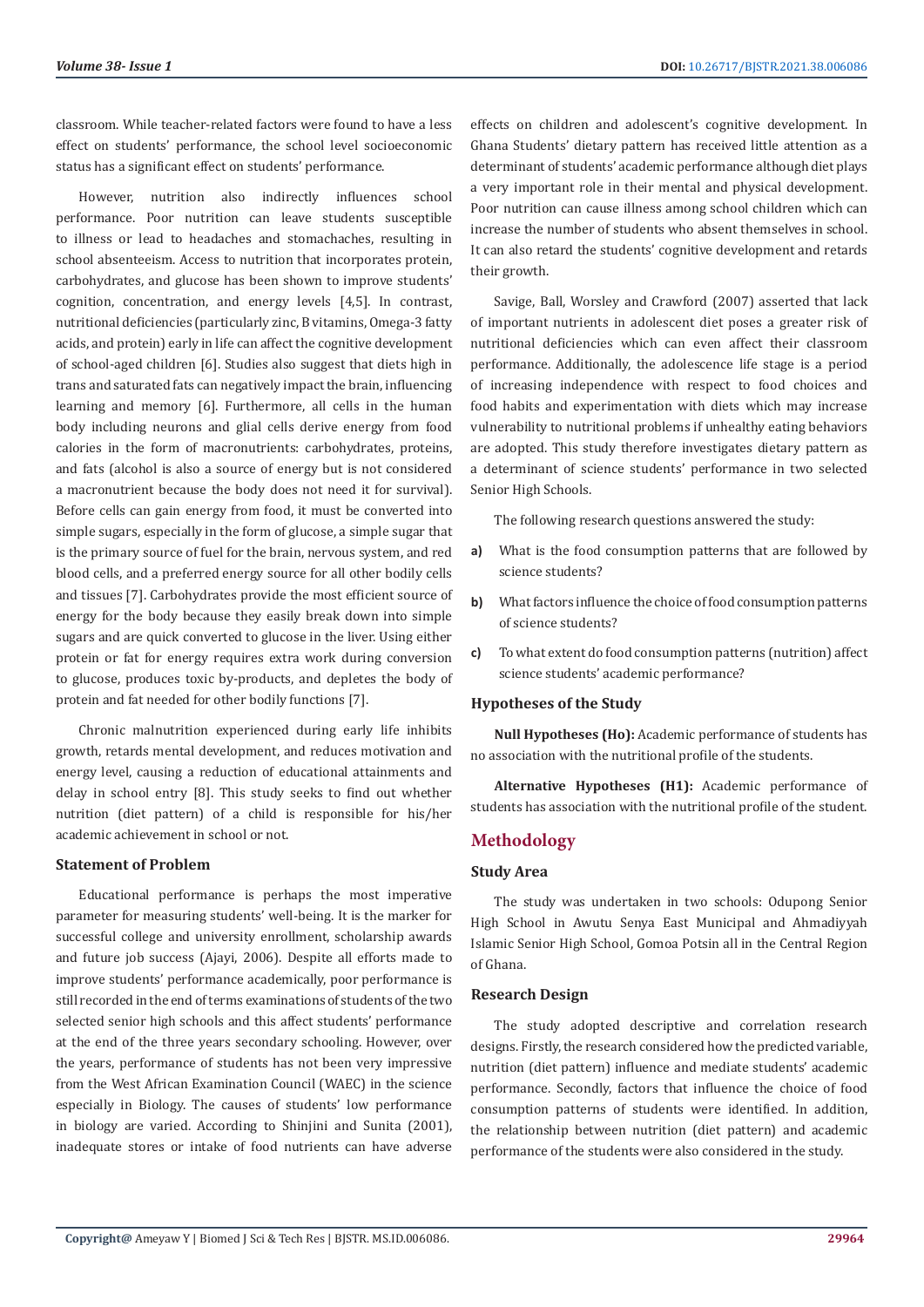classroom. While teacher-related factors were found to have a less effect on students' performance, the school level socioeconomic status has a significant effect on students' performance.

However, nutrition also indirectly influences school performance. Poor nutrition can leave students susceptible to illness or lead to headaches and stomachaches, resulting in school absenteeism. Access to nutrition that incorporates protein, carbohydrates, and glucose has been shown to improve students' cognition, concentration, and energy levels [4,5]. In contrast, nutritional deficiencies (particularly zinc, B vitamins, Omega-3 fatty acids, and protein) early in life can affect the cognitive development of school-aged children [6]. Studies also suggest that diets high in trans and saturated fats can negatively impact the brain, influencing learning and memory [6]. Furthermore, all cells in the human body including neurons and glial cells derive energy from food calories in the form of macronutrients: carbohydrates, proteins, and fats (alcohol is also a source of energy but is not considered a macronutrient because the body does not need it for survival). Before cells can gain energy from food, it must be converted into simple sugars, especially in the form of glucose, a simple sugar that is the primary source of fuel for the brain, nervous system, and red blood cells, and a preferred energy source for all other bodily cells and tissues [7]. Carbohydrates provide the most efficient source of energy for the body because they easily break down into simple sugars and are quick converted to glucose in the liver. Using either protein or fat for energy requires extra work during conversion to glucose, produces toxic by-products, and depletes the body of protein and fat needed for other bodily functions [7].

Chronic malnutrition experienced during early life inhibits growth, retards mental development, and reduces motivation and energy level, causing a reduction of educational attainments and delay in school entry [8]. This study seeks to find out whether nutrition (diet pattern) of a child is responsible for his/her academic achievement in school or not.

### Statement of Problem

Educational performance is perhaps the most imperative parameter for measuring students' well-being. It is the marker for successful college and university enrollment, scholarship awards and future job success (Ajayi, 2006). Despite all efforts made to improve students' performance academically, poor performance is still recorded in the end of terms examinations of students of the two selected senior high schools and this affect students' performance at the end of the three years secondary schooling. However, over the years, performance of students has not been very impressive from the West African Examination Council (WAEC) in the science especially in Biology. The causes of students' low performance in biology are varied. According to Shinjini and Sunita (2001), inadequate stores or intake of food nutrients can have adverse effects on children and adolescent's cognitive development. In Ghana Students' dietary pattern has received little attention as a determinant of students' academic performance although diet plays a very important role in their mental and physical development. Poor nutrition can cause illness among school children which can increase the number of students who absent themselves in school. It can also retard the students' cognitive development and retards their growth.

Savige, Ball, Worsley and Crawford (2007) asserted that lack of important nutrients in adolescent diet poses a greater risk of nutritional deficiencies which can even affect their classroom performance. Additionally, the adolescence life stage is a period of increasing independence with respect to food choices and food habits and experimentation with diets which may increase vulnerability to nutritional problems if unhealthy eating behaviors are adopted. This study therefore investigates dietary pattern as a determinant of science students' performance in two selected Senior High Schools.

The following research questions answered the study:

a) What is the food consumption patterns that are followed by science students?

b) What factors influence the choice of food consumption patterns of science students?

c) To what extent do food consumption patterns (nutrition) affect science students' academic performance?

### Hypotheses of the Study

**Null Hypotheses (Ho):** Academic performance of students has no association with the nutritional profile of the students.

**Alternative Hypotheses (H1):** Academic performance of students has association with the nutritional profile of the student.

## Methodology

### Study Area

The study was undertaken in two schools: Odupong Senior High School in Awutu Senya East Municipal and Ahmadiyyah Islamic Senior High School, Gomoa Potsin all in the Central Region of Ghana.

### Research Design

The study adopted descriptive and correlation research designs. Firstly, the research considered how the predicted variable, nutrition (diet pattern) influence and mediate students' academic performance. Secondly, factors that influence the choice of food consumption patterns of students were identified. In addition, the relationship between nutrition (diet pattern) and academic performance of the students were also considered in the study.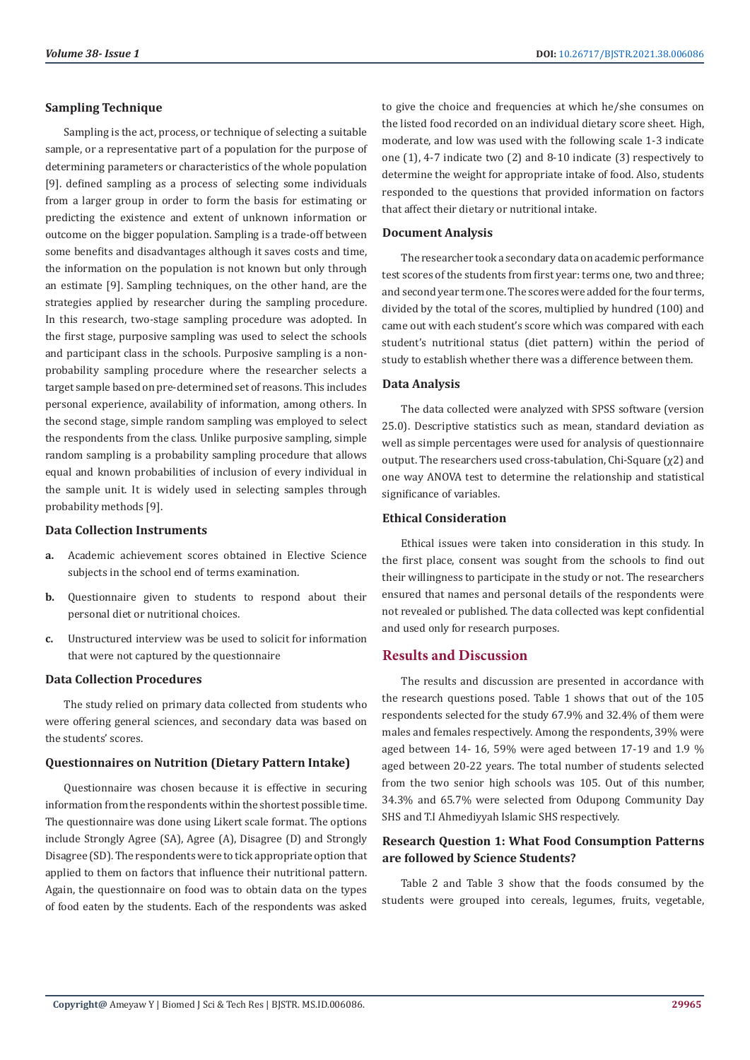### Sampling Technique

Sampling is the act, process, or technique of selecting a suitable sample, or a representative part of a population for the purpose of determining parameters or characteristics of the whole population [9]. defined sampling as a process of selecting some individuals from a larger group in order to form the basis for estimating or predicting the existence and extent of unknown information or outcome on the bigger population. Sampling is a trade-off between some benefits and disadvantages although it saves costs and time, the information on the population is not known but only through an estimate [9]. Sampling techniques, on the other hand, are the strategies applied by researcher during the sampling procedure. In this research, two-stage sampling procedure was adopted. In the first stage, purposive sampling was used to select the schools and participant class in the schools. Purposive sampling is a non-probability sampling procedure where the researcher selects a target sample based on pre-determined set of reasons. This includes personal experience, availability of information, among others. In the second stage, simple random sampling was employed to select the respondents from the class. Unlike purposive sampling, simple random sampling is a probability sampling procedure that allows equal and known probabilities of inclusion of every individual in the sample unit. It is widely used in selecting samples through probability methods [9].

### Data Collection Instruments

a. Academic achievement scores obtained in Elective Science subjects in the school end of terms examination.

b. Questionnaire given to students to respond about their personal diet or nutritional choices.

c. Unstructured interview was be used to solicit for information that were not captured by the questionnaire

### Data Collection Procedures

The study relied on primary data collected from students who were offering general sciences, and secondary data was based on the students' scores.

### Questionnaires on Nutrition (Dietary Pattern Intake)

Questionnaire was chosen because it is effective in securing information from the respondents within the shortest possible time. The questionnaire was done using Likert scale format. The options include Strongly Agree (SA), Agree (A), Disagree (D) and Strongly Disagree (SD). The respondents were to tick appropriate option that applied to them on factors that influence their nutritional pattern. Again, the questionnaire on food was to obtain data on the types of food eaten by the students. Each of the respondents was asked to give the choice and frequencies at which he/she consumes on the listed food recorded on an individual dietary score sheet. High, moderate, and low was used with the following scale 1-3 indicate one (1), 4-7 indicate two (2) and 8-10 indicate (3) respectively to determine the weight for appropriate intake of food. Also, students responded to the questions that provided information on factors that affect their dietary or nutritional intake.

### Document Analysis

The researcher took a secondary data on academic performance test scores of the students from first year: terms one, two and three; and second year term one. The scores were added for the four terms, divided by the total of the scores, multiplied by hundred (100) and came out with each student's score which was compared with each student's nutritional status (diet pattern) within the period of study to establish whether there was a difference between them.

### Data Analysis

The data collected were analyzed with SPSS software (version 25.0). Descriptive statistics such as mean, standard deviation as well as simple percentages were used for analysis of questionnaire output. The researchers used cross-tabulation, Chi-Square ($\chi 2$) and one way ANOVA test to determine the relationship and statistical significance of variables.

### Ethical Consideration

Ethical issues were taken into consideration in this study. In the first place, consent was sought from the schools to find out their willingness to participate in the study or not. The researchers ensured that names and personal details of the respondents were not revealed or published. The data collected was kept confidential and used only for research purposes.

## Results and Discussion

The results and discussion are presented in accordance with the research questions posed. Table 1 shows that out of the 105 respondents selected for the study 67.9% and 32.4% of them were males and females respectively. Among the respondents, 39% were aged between 14- 16, 59% were aged between 17-19 and 1.9 % aged between 20-22 years. The total number of students selected from the two senior high schools was 105. Out of this number, 34.3% and 65.7% were selected from Odupong Community Day SHS and T.I Ahmediyyah Islamic SHS respectively.

### Research Question 1: What Food Consumption Patterns are followed by Science Students?

Table 2 and Table 3 show that the foods consumed by the students were grouped into cereals, legumes, fruits, vegetable,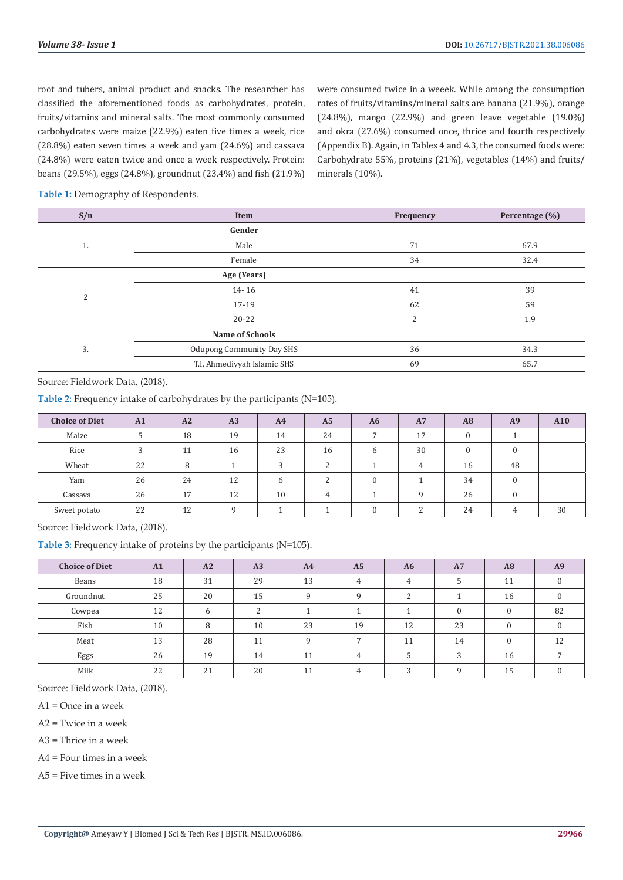root and tubers, animal product and snacks. The researcher has classified the aforementioned foods as carbohydrates, protein, fruits/vitamins and mineral salts. The most commonly consumed carbohydrates were maize (22.9%) eaten five times a week, rice (28.8%) eaten seven times a week and yam (24.6%) and cassava (24.8%) were eaten twice and once a week respectively. Protein: beans (29.5%), eggs (24.8%), groundnut (23.4%) and fish (21.9%) were consumed twice in a weeek. While among the consumption rates of fruits/vitamins/mineral salts are banana (21.9%), orange (24.8%), mango (22.9%) and green leave vegetable (19.0%) and okra (27.6%) consumed once, thrice and fourth respectively (Appendix B). Again, in Tables 4 and 4.3, the consumed foods were: Carbohydrate 55%, proteins (21%), vegetables (14%) and fruits/minerals (10%).

**Table 1:** Demography of Respondents.

| S/n | Item | Frequency | Percentage (%) |
|---|---|---|---|
| 1. | **Gender** | | |
| | Male | 71 | 67.9 |
| | Female | 34 | 32.4 |
| 2 | **Age (Years)** | | |
| | 14- 16 | 41 | 39 |
| | 17-19 | 62 | 59 |
| | 20-22 | 2 | 1.9 |
| 3. | **Name of Schools** | | |
| | Odupong Community Day SHS | 36 | 34.3 |
| | T.I. Ahmediyyah Islamic SHS | 69 | 65.7 |

Source: Fieldwork Data, (2018).

**Table 2:** Frequency intake of carbohydrates by the participants (N=105).

| Choice of Diet | A1 | A2 | A3 | A4 | A5 | A6 | A7 | A8 | A9 | A10 |
|---|---|---|---|---|---|---|---|---|---|---|
| Maize | 5 | 18 | 19 | 14 | 24 | 7 | 17 | 0 | 1 | |
| Rice | 3 | 11 | 16 | 23 | 16 | 6 | 30 | 0 | 0 | |
| Wheat | 22 | 8 | 1 | 3 | 2 | 1 | 4 | 16 | 48 | |
| Yam | 26 | 24 | 12 | 6 | 2 | 0 | 1 | 34 | 0 | |
| Cassava | 26 | 17 | 12 | 10 | 4 | 1 | 9 | 26 | 0 | |
| Sweet potato | 22 | 12 | 9 | 1 | 1 | 0 | 2 | 24 | 4 | 30 |

Source: Fieldwork Data, (2018).

**Table 3:** Frequency intake of proteins by the participants (N=105).

| Choice of Diet | A1 | A2 | A3 | A4 | A5 | A6 | A7 | A8 | A9 |
|---|---|---|---|---|---|---|---|---|---|
| Beans | 18 | 31 | 29 | 13 | 4 | 4 | 5 | 11 | 0 |
| Groundnut | 25 | 20 | 15 | 9 | 9 | 2 | 1 | 16 | 0 |
| Cowpea | 12 | 6 | 2 | 1 | 1 | 1 | 0 | 0 | 82 |
| Fish | 10 | 8 | 10 | 23 | 19 | 12 | 23 | 0 | 0 |
| Meat | 13 | 28 | 11 | 9 | 7 | 11 | 14 | 0 | 12 |
| Eggs | 26 | 19 | 14 | 11 | 4 | 5 | 3 | 16 | 7 |
| Milk | 22 | 21 | 20 | 11 | 4 | 3 | 9 | 15 | 0 |

Source: Fieldwork Data, (2018).

A1 = Once in a week

A2 = Twice in a week

A3 = Thrice in a week

A4 = Four times in a week

A5 = Five times in a week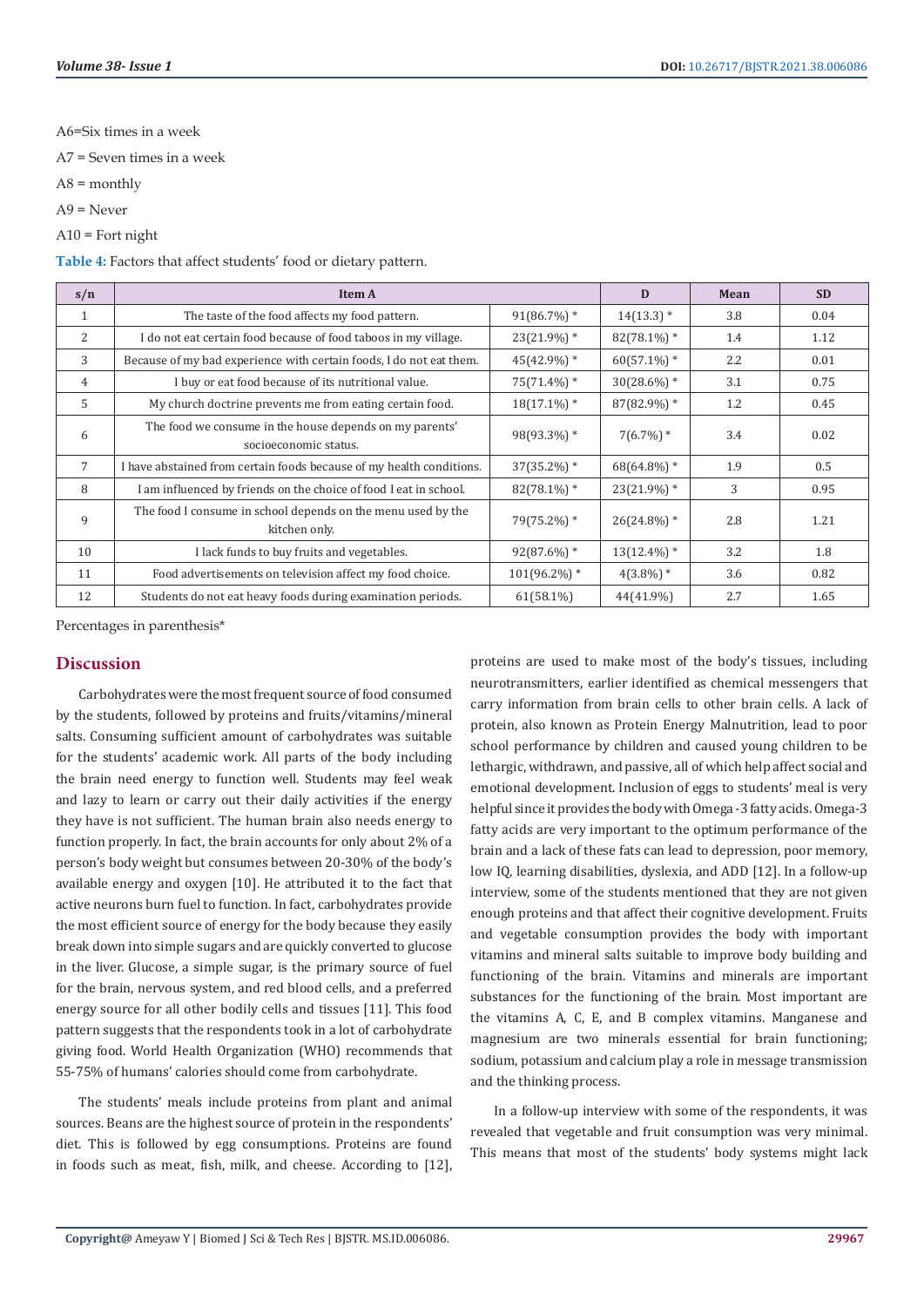A6=Six times in a week

A7 = Seven times in a week

A8 = monthly

A9 = Never

A10 = Fort night

**Table 4:** Factors that affect students' food or dietary pattern.

| s/n | Item A | | D | Mean | SD |
|---|---|---|---|---|---|
| 1 | The taste of the food affects my food pattern. | 91(86.7%) * | 14(13.3) * | 3.8 | 0.04 |
| 2 | I do not eat certain food because of food taboos in my village. | 23(21.9%) * | 82(78.1%) * | 1.4 | 1.12 |
| 3 | Because of my bad experience with certain foods, I do not eat them. | 45(42.9%) * | 60(57.1%) * | 2.2 | 0.01 |
| 4 | I buy or eat food because of its nutritional value. | 75(71.4%) * | 30(28.6%) * | 3.1 | 0.75 |
| 5 | My church doctrine prevents me from eating certain food. | 18(17.1%) * | 87(82.9%) * | 1.2 | 0.45 |
| 6 | The food we consume in the house depends on my parents' socioeconomic status. | 98(93.3%) * | 7(6.7%) * | 3.4 | 0.02 |
| 7 | I have abstained from certain foods because of my health conditions. | 37(35.2%) * | 68(64.8%) * | 1.9 | 0.5 |
| 8 | I am influenced by friends on the choice of food I eat in school. | 82(78.1%) * | 23(21.9%) * | 3 | 0.95 |
| 9 | The food I consume in school depends on the menu used by the kitchen only. | 79(75.2%) * | 26(24.8%) * | 2.8 | 1.21 |
| 10 | I lack funds to buy fruits and vegetables. | 92(87.6%) * | 13(12.4%) * | 3.2 | 1.8 |
| 11 | Food advertisements on television affect my food choice. | 101(96.2%) * | 4(3.8%) * | 3.6 | 0.82 |
| 12 | Students do not eat heavy foods during examination periods. | 61(58.1%) | 44(41.9%) | 2.7 | 1.65 |

Percentages in parenthesis*

## Discussion

Carbohydrates were the most frequent source of food consumed by the students, followed by proteins and fruits/vitamins/mineral salts. Consuming sufficient amount of carbohydrates was suitable for the students' academic work. All parts of the body including the brain need energy to function well. Students may feel weak and lazy to learn or carry out their daily activities if the energy they have is not sufficient. The human brain also needs energy to function properly. In fact, the brain accounts for only about 2% of a person's body weight but consumes between 20-30% of the body's available energy and oxygen [10]. He attributed it to the fact that active neurons burn fuel to function. In fact, carbohydrates provide the most efficient source of energy for the body because they easily break down into simple sugars and are quickly converted to glucose in the liver. Glucose, a simple sugar, is the primary source of fuel for the brain, nervous system, and red blood cells, and a preferred energy source for all other bodily cells and tissues [11]. This food pattern suggests that the respondents took in a lot of carbohydrate giving food. World Health Organization (WHO) recommends that 55-75% of humans' calories should come from carbohydrate.

The students' meals include proteins from plant and animal sources. Beans are the highest source of protein in the respondents' diet. This is followed by egg consumptions. Proteins are found in foods such as meat, fish, milk, and cheese. According to [12], proteins are used to make most of the body's tissues, including neurotransmitters, earlier identified as chemical messengers that carry information from brain cells to other brain cells. A lack of protein, also known as Protein Energy Malnutrition, lead to poor school performance by children and caused young children to be lethargic, withdrawn, and passive, all of which help affect social and emotional development. Inclusion of eggs to students' meal is very helpful since it provides the body with Omega -3 fatty acids. Omega-3 fatty acids are very important to the optimum performance of the brain and a lack of these fats can lead to depression, poor memory, low IQ, learning disabilities, dyslexia, and ADD [12]. In a follow-up interview, some of the students mentioned that they are not given enough proteins and that affect their cognitive development. Fruits and vegetable consumption provides the body with important vitamins and mineral salts suitable to improve body building and functioning of the brain. Vitamins and minerals are important substances for the functioning of the brain. Most important are the vitamins A, C, E, and B complex vitamins. Manganese and magnesium are two minerals essential for brain functioning; sodium, potassium and calcium play a role in message transmission and the thinking process.

In a follow-up interview with some of the respondents, it was revealed that vegetable and fruit consumption was very minimal. This means that most of the students' body systems might lack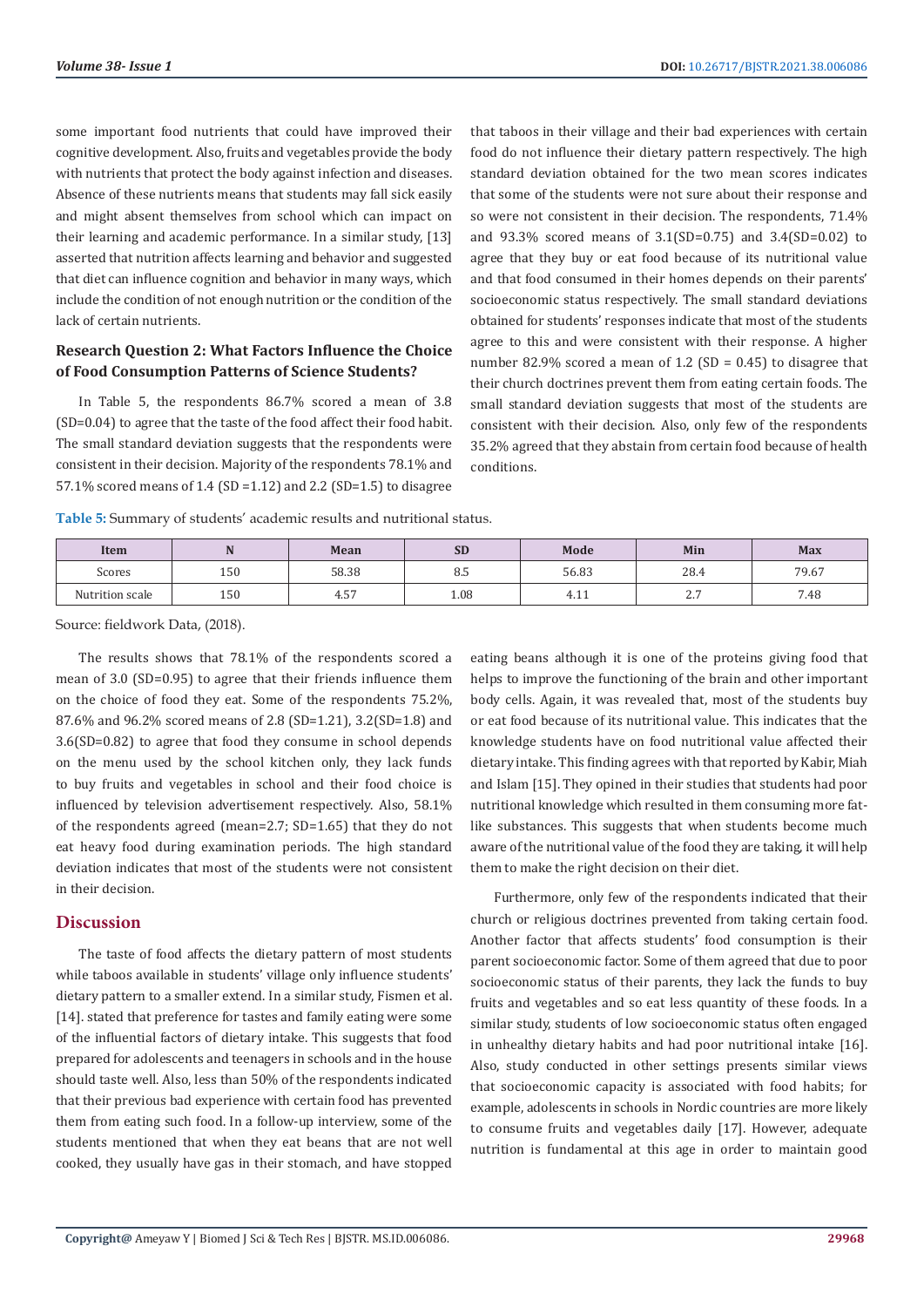some important food nutrients that could have improved their cognitive development. Also, fruits and vegetables provide the body with nutrients that protect the body against infection and diseases. Absence of these nutrients means that students may fall sick easily and might absent themselves from school which can impact on their learning and academic performance. In a similar study, [13] asserted that nutrition affects learning and behavior and suggested that diet can influence cognition and behavior in many ways, which include the condition of not enough nutrition or the condition of the lack of certain nutrients.

### Research Question 2: What Factors Influence the Choice of Food Consumption Patterns of Science Students?

In Table 5, the respondents 86.7% scored a mean of 3.8 (SD=0.04) to agree that the taste of the food affect their food habit. The small standard deviation suggests that the respondents were consistent in their decision. Majority of the respondents 78.1% and 57.1% scored means of 1.4 (SD =1.12) and 2.2 (SD=1.5) to disagree that taboos in their village and their bad experiences with certain food do not influence their dietary pattern respectively. The high standard deviation obtained for the two mean scores indicates that some of the students were not sure about their response and so were not consistent in their decision. The respondents, 71.4% and 93.3% scored means of 3.1(SD=0.75) and 3.4(SD=0.02) to agree that they buy or eat food because of its nutritional value and that food consumed in their homes depends on their parents' socioeconomic status respectively. The small standard deviations obtained for students' responses indicate that most of the students agree to this and were consistent with their response. A higher number 82.9% scored a mean of 1.2 (SD = 0.45) to disagree that their church doctrines prevent them from eating certain foods. The small standard deviation suggests that most of the students are consistent with their decision. Also, only few of the respondents 35.2% agreed that they abstain from certain food because of health conditions.

**Table 5:** Summary of students' academic results and nutritional status.

| Item | N | Mean | SD | Mode | Min | Max |
|---|---|---|---|---|---|---|
| Scores | 150 | 58.38 | 8.5 | 56.83 | 28.4 | 79.67 |
| Nutrition scale | 150 | 4.57 | 1.08 | 4.11 | 2.7 | 7.48 |

Source: fieldwork Data, (2018).

The results shows that 78.1% of the respondents scored a mean of 3.0 (SD=0.95) to agree that their friends influence them on the choice of food they eat. Some of the respondents 75.2%, 87.6% and 96.2% scored means of 2.8 (SD=1.21), 3.2(SD=1.8) and 3.6(SD=0.82) to agree that food they consume in school depends on the menu used by the school kitchen only, they lack funds to buy fruits and vegetables in school and their food choice is influenced by television advertisement respectively. Also, 58.1% of the respondents agreed (mean=2.7; SD=1.65) that they do not eat heavy food during examination periods. The high standard deviation indicates that most of the students were not consistent in their decision.

## Discussion

The taste of food affects the dietary pattern of most students while taboos available in students' village only influence students' dietary pattern to a smaller extend. In a similar study, Fismen et al. [14]. stated that preference for tastes and family eating were some of the influential factors of dietary intake. This suggests that food prepared for adolescents and teenagers in schools and in the house should taste well. Also, less than 50% of the respondents indicated that their previous bad experience with certain food has prevented them from eating such food. In a follow-up interview, some of the students mentioned that when they eat beans that are not well cooked, they usually have gas in their stomach, and have stopped eating beans although it is one of the proteins giving food that helps to improve the functioning of the brain and other important body cells. Again, it was revealed that, most of the students buy or eat food because of its nutritional value. This indicates that the knowledge students have on food nutritional value affected their dietary intake. This finding agrees with that reported by Kabir, Miah and Islam [15]. They opined in their studies that students had poor nutritional knowledge which resulted in them consuming more fat-like substances. This suggests that when students become much aware of the nutritional value of the food they are taking, it will help them to make the right decision on their diet.

Furthermore, only few of the respondents indicated that their church or religious doctrines prevented from taking certain food. Another factor that affects students' food consumption is their parent socioeconomic factor. Some of them agreed that due to poor socioeconomic status of their parents, they lack the funds to buy fruits and vegetables and so eat less quantity of these foods. In a similar study, students of low socioeconomic status often engaged in unhealthy dietary habits and had poor nutritional intake [16]. Also, study conducted in other settings presents similar views that socioeconomic capacity is associated with food habits; for example, adolescents in schools in Nordic countries are more likely to consume fruits and vegetables daily [17]. However, adequate nutrition is fundamental at this age in order to maintain good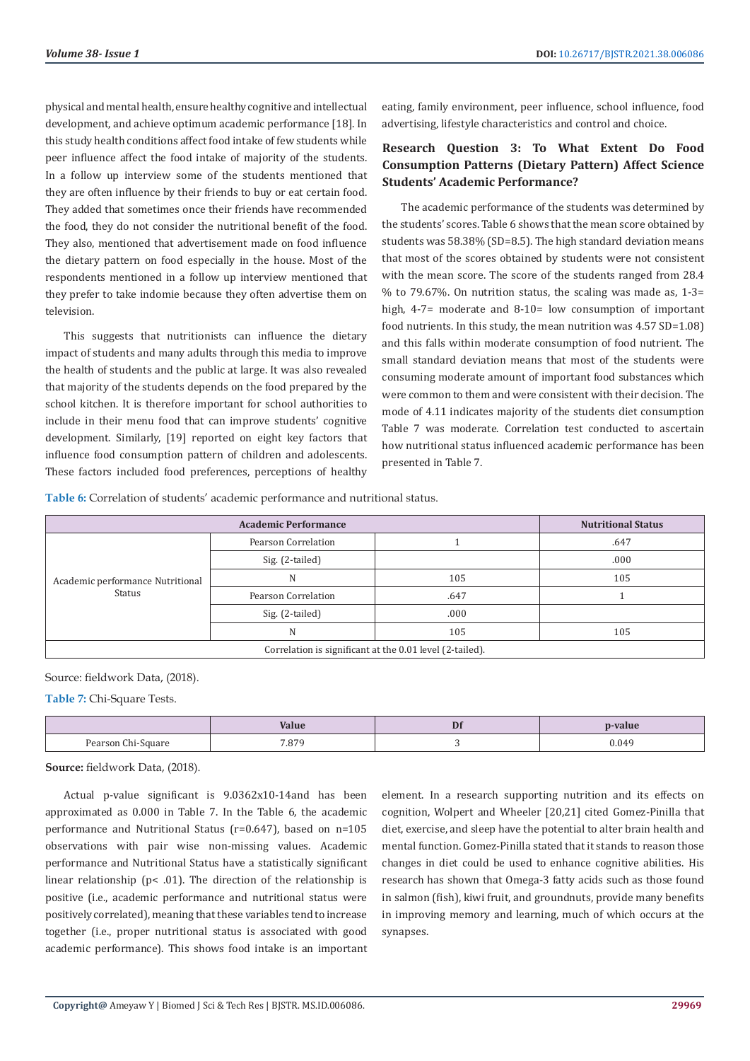physical and mental health, ensure healthy cognitive and intellectual development, and achieve optimum academic performance [18]. In this study health conditions affect food intake of few students while peer influence affect the food intake of majority of the students. In a follow up interview some of the students mentioned that they are often influence by their friends to buy or eat certain food. They added that sometimes once their friends have recommended the food, they do not consider the nutritional benefit of the food. They also, mentioned that advertisement made on food influence the dietary pattern on food especially in the house. Most of the respondents mentioned in a follow up interview mentioned that they prefer to take indomie because they often advertise them on television.

This suggests that nutritionists can influence the dietary impact of students and many adults through this media to improve the health of students and the public at large. It was also revealed that majority of the students depends on the food prepared by the school kitchen. It is therefore important for school authorities to include in their menu food that can improve students' cognitive development. Similarly, [19] reported on eight key factors that influence food consumption pattern of children and adolescents. These factors included food preferences, perceptions of healthy eating, family environment, peer influence, school influence, food advertising, lifestyle characteristics and control and choice.

### Research Question 3: To What Extent Do Food Consumption Patterns (Dietary Pattern) Affect Science Students' Academic Performance?

The academic performance of the students was determined by the students' scores. Table 6 shows that the mean score obtained by students was 58.38% (SD=8.5). The high standard deviation means that most of the scores obtained by students were not consistent with the mean score. The score of the students ranged from 28.4 % to 79.67%. On nutrition status, the scaling was made as, 1-3= high, 4-7= moderate and 8-10= low consumption of important food nutrients. In this study, the mean nutrition was 4.57 SD=1.08) and this falls within moderate consumption of food nutrient. The small standard deviation means that most of the students were consuming moderate amount of important food substances which were common to them and were consistent with their decision. The mode of 4.11 indicates majority of the students diet consumption Table 7 was moderate. Correlation test conducted to ascertain how nutritional status influenced academic performance has been presented in Table 7.

**Table 6:** Correlation of students' academic performance and nutritional status.

| Academic Performance | | | Nutritional Status |
|---|---|---|---|
| Academic performance Nutritional Status | Pearson Correlation | 1 | .647 |
| | Sig. (2-tailed) | | .000 |
| | N | 105 | 105 |
| | Pearson Correlation | .647 | 1 |
| | Sig. (2-tailed) | .000 | |
| | N | 105 | 105 |
| Correlation is significant at the 0.01 level (2-tailed). | | | |

Source: fieldwork Data, (2018).

**Table 7:** Chi-Square Tests.

| | Value | Df | p-value |
|---|---|---|---|
| Pearson Chi-Square | 7.879 | 3 | 0.049 |

**Source:** fieldwork Data, (2018).

Actual p-value significant is 9.0362x10-14and has been approximated as 0.000 in Table 7. In the Table 6, the academic performance and Nutritional Status (r=0.647), based on n=105 observations with pair wise non-missing values. Academic performance and Nutritional Status have a statistically significant linear relationship ($p < .01$). The direction of the relationship is positive (i.e., academic performance and nutritional status were positively correlated), meaning that these variables tend to increase together (i.e., proper nutritional status is associated with good academic performance). This shows food intake is an important element. In a research supporting nutrition and its effects on cognition, Wolpert and Wheeler [20,21] cited Gomez-Pinilla that diet, exercise, and sleep have the potential to alter brain health and mental function. Gomez-Pinilla stated that it stands to reason those changes in diet could be used to enhance cognitive abilities. His research has shown that Omega-3 fatty acids such as those found in salmon (fish), kiwi fruit, and groundnuts, provide many benefits in improving memory and learning, much of which occurs at the synapses.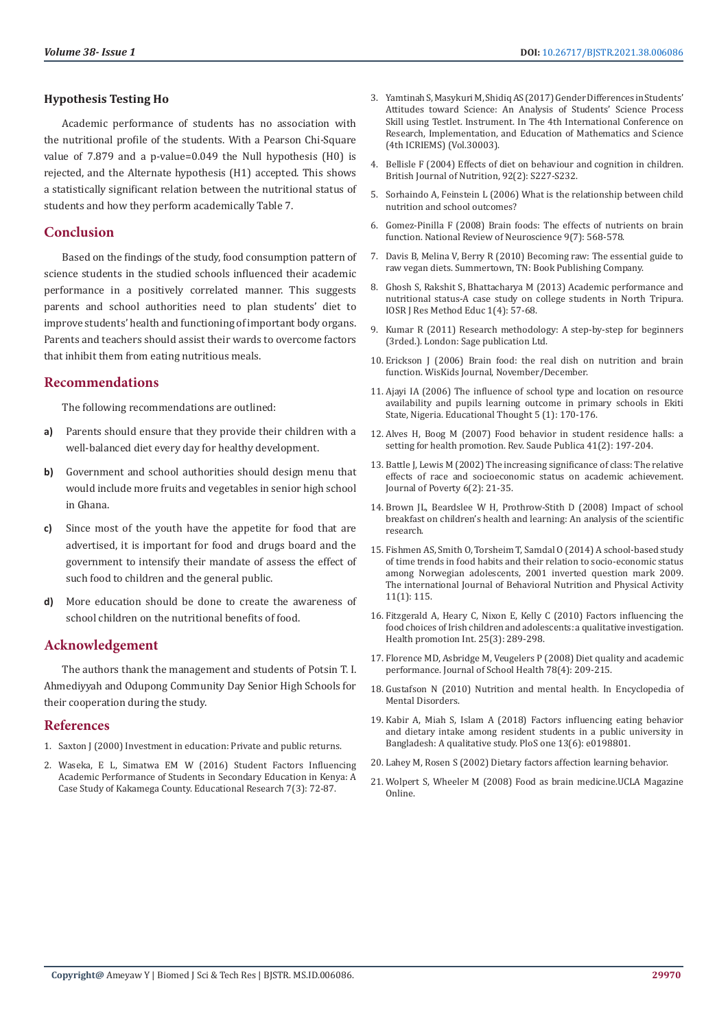### Hypothesis Testing Ho

Academic performance of students has no association with the nutritional profile of the students. With a Pearson Chi-Square value of 7.879 and a p-value=0.049 the Null hypothesis (H0) is rejected, and the Alternate hypothesis (H1) accepted. This shows a statistically significant relation between the nutritional status of students and how they perform academically Table 7.

## Conclusion

Based on the findings of the study, food consumption pattern of science students in the studied schools influenced their academic performance in a positively correlated manner. This suggests parents and school authorities need to plan students' diet to improve students' health and functioning of important body organs. Parents and teachers should assist their wards to overcome factors that inhibit them from eating nutritious meals.

## Recommendations

The following recommendations are outlined:

a) Parents should ensure that they provide their children with a well-balanced diet every day for healthy development.

b) Government and school authorities should design menu that would include more fruits and vegetables in senior high school in Ghana.

c) Since most of the youth have the appetite for food that are advertised, it is important for food and drugs board and the government to intensify their mandate of assess the effect of such food to children and the general public.

d) More education should be done to create the awareness of school children on the nutritional benefits of food.

## Acknowledgement

The authors thank the management and students of Potsin T. I. Ahmediyyah and Odupong Community Day Senior High Schools for their cooperation during the study.

## References

1. Saxton J (2000) Investment in education: Private and public returns.
2. Waseka, E L, Simatwa EM W (2016) Student Factors Influencing Academic Performance of Students in Secondary Education in Kenya: A Case Study of Kakamega County. Educational Research 7(3): 72-87.
3. Yamtinah S, Masykuri M, Shidiq AS (2017) Gender Differences in Students' Attitudes toward Science: An Analysis of Students' Science Process Skill using Testlet. Instrument. In The 4th International Conference on Research, Implementation, and Education of Mathematics and Science (4th ICRIEMS) (Vol.30003).
4. Bellisle F (2004) Effects of diet on behaviour and cognition in children. British Journal of Nutrition, 92(2): S227-S232.
5. Sorhaindo A, Feinstein L (2006) What is the relationship between child nutrition and school outcomes?
6. Gomez-Pinilla F (2008) Brain foods: The effects of nutrients on brain function. National Review of Neuroscience 9(7): 568-578.
7. Davis B, Melina V, Berry R (2010) Becoming raw: The essential guide to raw vegan diets. Summertown, TN: Book Publishing Company.
8. Ghosh S, Rakshit S, Bhattacharya M (2013) Academic performance and nutritional status-A case study on college students in North Tripura. IOSR J Res Method Educ 1(4): 57-68.
9. Kumar R (2011) Research methodology: A step-by-step for beginners (3rded.). London: Sage publication Ltd.
10. Erickson J (2006) Brain food: the real dish on nutrition and brain function. WisKids Journal, November/December.
11. Ajayi IA (2006) The influence of school type and location on resource availability and pupils learning outcome in primary schools in Ekiti State, Nigeria. Educational Thought 5 (1): 170-176.
12. Alves H, Boog M (2007) Food behavior in student residence halls: a setting for health promotion. Rev. Saude Publica 41(2): 197-204.
13. Battle J, Lewis M (2002) The increasing significance of class: The relative effects of race and socioeconomic status on academic achievement. Journal of Poverty 6(2): 21-35.
14. Brown JL, Beardslee W H, Prothrow-Stith D (2008) Impact of school breakfast on children's health and learning: An analysis of the scientific research.
15. Fishmen AS, Smith O, Torsheim T, Samdal O (2014) A school-based study of time trends in food habits and their relation to socio-economic status among Norwegian adolescents, 2001 inverted question mark 2009. The international Journal of Behavioral Nutrition and Physical Activity 11(1): 115.
16. Fitzgerald A, Heary C, Nixon E, Kelly C (2010) Factors influencing the food choices of Irish children and adolescents: a qualitative investigation. Health promotion Int. 25(3): 289-298.
17. Florence MD, Asbridge M, Veugelers P (2008) Diet quality and academic performance. Journal of School Health 78(4): 209-215.
18. Gustafson N (2010) Nutrition and mental health. In Encyclopedia of Mental Disorders.
19. Kabir A, Miah S, Islam A (2018) Factors influencing eating behavior and dietary intake among resident students in a public university in Bangladesh: A qualitative study. PloS one 13(6): e0198801.
20. Lahey M, Rosen S (2002) Dietary factors affection learning behavior.
21. Wolpert S, Wheeler M (2008) Food as brain medicine.UCLA Magazine Online.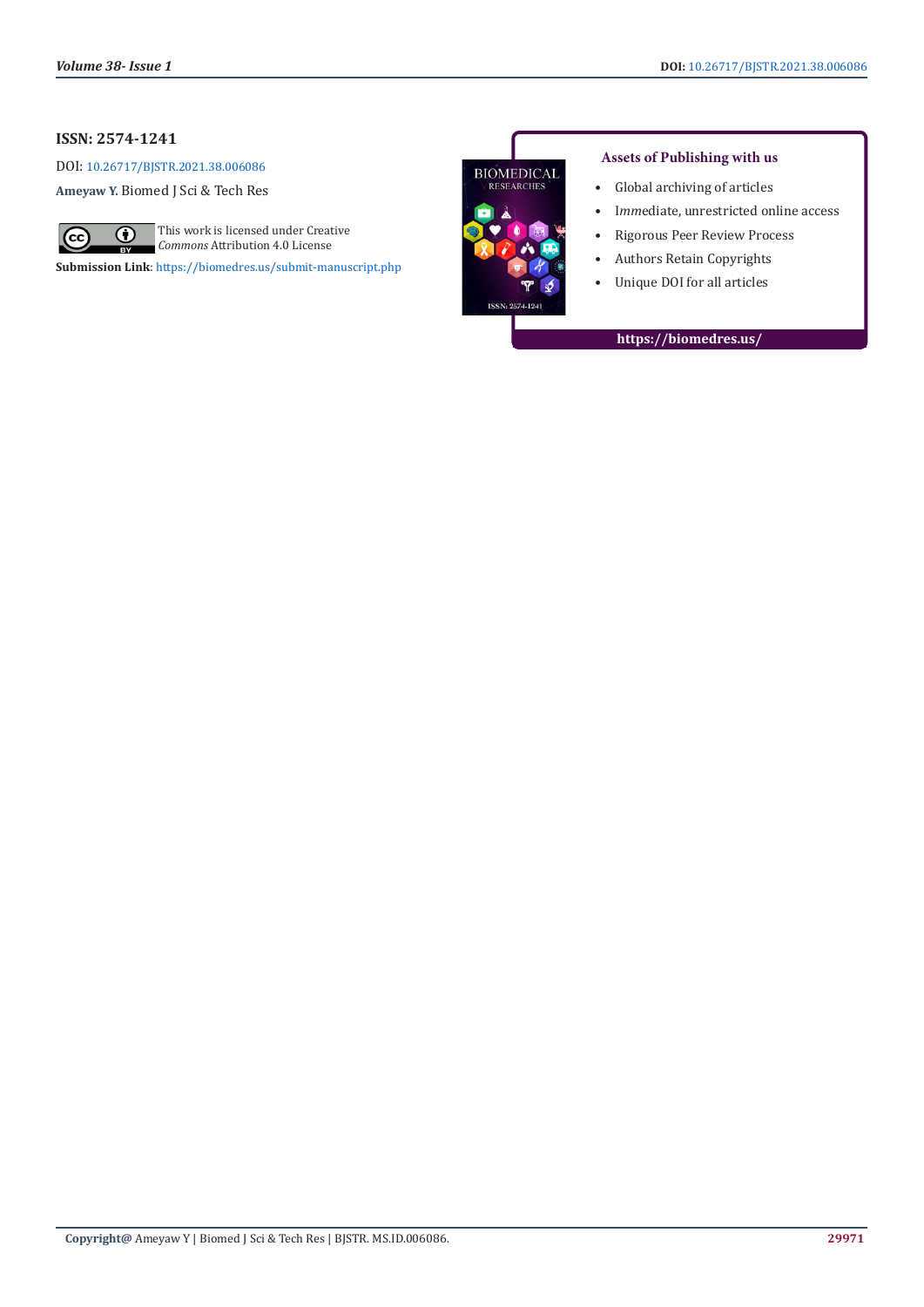**ISSN: 2574-1241**

DOI: 10.26717/BJSTR.2021.38.006086

**Ameyaw Y.** Biomed J Sci & Tech Res

This work is licensed under Creative *Commons* Attribution 4.0 License

**Submission Link**: https://biomedres.us/submit-manuscript.php

### Assets of Publishing with us

- Global archiving of articles
- Immediate, unrestricted online access
- Rigorous Peer Review Process
- Authors Retain Copyrights
- Unique DOI for all articles

**https://biomedres.us/**